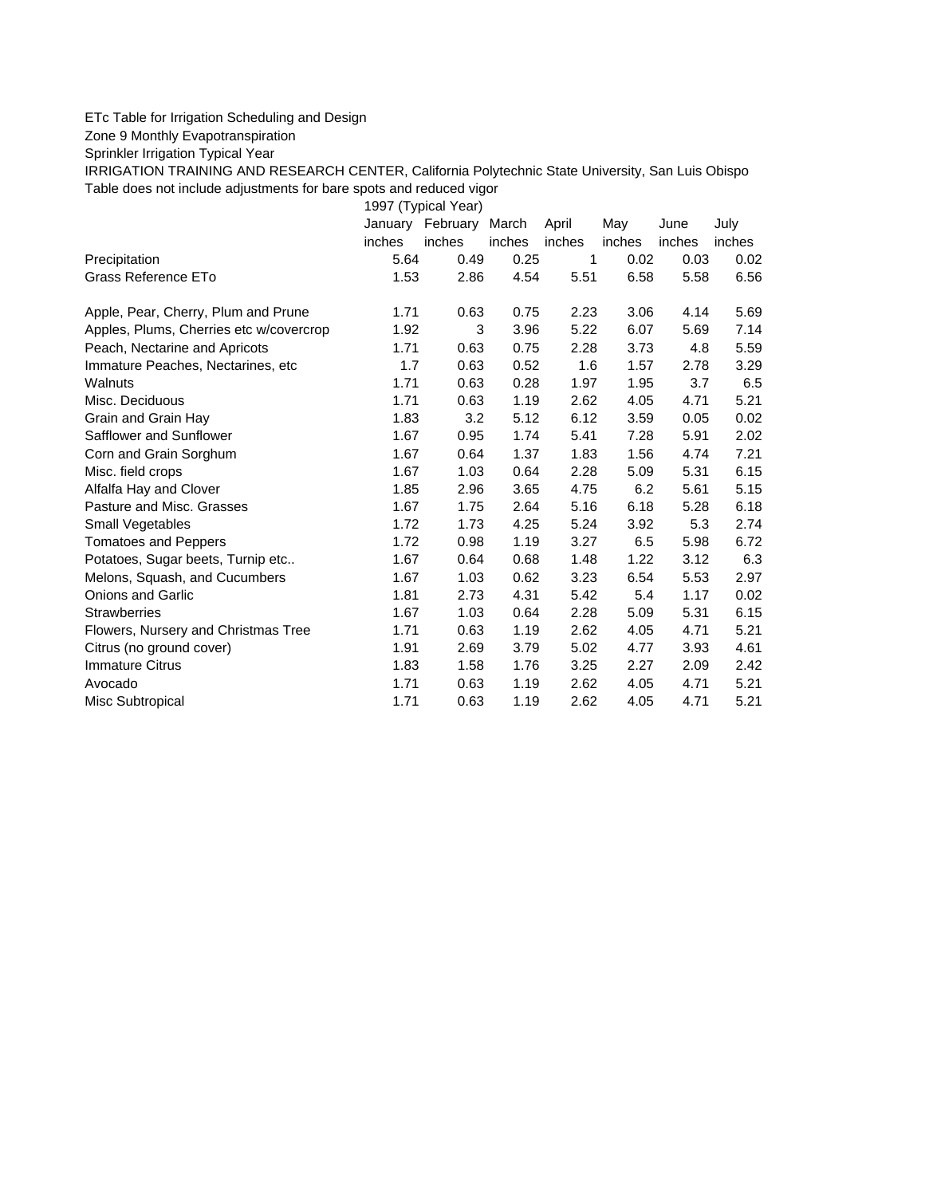ETc Table for Irrigation Scheduling and Design

Zone 9 Monthly Evapotranspiration

Sprinkler Irrigation Typical Year

IRRIGATION TRAINING AND RESEARCH CENTER, California Polytechnic State University, San Luis Obispo

Table does not include adjustments for bare spots and reduced vigor

| | 1997 (Typical Year) | | | | | | |
|---|---|---|---|---|---|---|---|
| | January | February | March | April | May | June | July |
| | inches | inches | inches | inches | inches | inches | inches |
| Precipitation | 5.64 | 0.49 | 0.25 | 1 | 0.02 | 0.03 | 0.02 |
| Grass Reference ETo | 1.53 | 2.86 | 4.54 | 5.51 | 6.58 | 5.58 | 6.56 |
| | | | | | | | |
| Apple, Pear, Cherry, Plum and Prune | 1.71 | 0.63 | 0.75 | 2.23 | 3.06 | 4.14 | 5.69 |
| Apples, Plums, Cherries etc w/covercrop | 1.92 | 3 | 3.96 | 5.22 | 6.07 | 5.69 | 7.14 |
| Peach, Nectarine and Apricots | 1.71 | 0.63 | 0.75 | 2.28 | 3.73 | 4.8 | 5.59 |
| Immature Peaches, Nectarines, etc | 1.7 | 0.63 | 0.52 | 1.6 | 1.57 | 2.78 | 3.29 |
| Walnuts | 1.71 | 0.63 | 0.28 | 1.97 | 1.95 | 3.7 | 6.5 |
| Misc. Deciduous | 1.71 | 0.63 | 1.19 | 2.62 | 4.05 | 4.71 | 5.21 |
| Grain and Grain Hay | 1.83 | 3.2 | 5.12 | 6.12 | 3.59 | 0.05 | 0.02 |
| Safflower and Sunflower | 1.67 | 0.95 | 1.74 | 5.41 | 7.28 | 5.91 | 2.02 |
| Corn and Grain Sorghum | 1.67 | 0.64 | 1.37 | 1.83 | 1.56 | 4.74 | 7.21 |
| Misc. field crops | 1.67 | 1.03 | 0.64 | 2.28 | 5.09 | 5.31 | 6.15 |
| Alfalfa Hay and Clover | 1.85 | 2.96 | 3.65 | 4.75 | 6.2 | 5.61 | 5.15 |
| Pasture and Misc. Grasses | 1.67 | 1.75 | 2.64 | 5.16 | 6.18 | 5.28 | 6.18 |
| Small Vegetables | 1.72 | 1.73 | 4.25 | 5.24 | 3.92 | 5.3 | 2.74 |
| Tomatoes and Peppers | 1.72 | 0.98 | 1.19 | 3.27 | 6.5 | 5.98 | 6.72 |
| Potatoes, Sugar beets, Turnip etc.. | 1.67 | 0.64 | 0.68 | 1.48 | 1.22 | 3.12 | 6.3 |
| Melons, Squash, and Cucumbers | 1.67 | 1.03 | 0.62 | 3.23 | 6.54 | 5.53 | 2.97 |
| Onions and Garlic | 1.81 | 2.73 | 4.31 | 5.42 | 5.4 | 1.17 | 0.02 |
| Strawberries | 1.67 | 1.03 | 0.64 | 2.28 | 5.09 | 5.31 | 6.15 |
| Flowers, Nursery and Christmas Tree | 1.71 | 0.63 | 1.19 | 2.62 | 4.05 | 4.71 | 5.21 |
| Citrus (no ground cover) | 1.91 | 2.69 | 3.79 | 5.02 | 4.77 | 3.93 | 4.61 |
| Immature Citrus | 1.83 | 1.58 | 1.76 | 3.25 | 2.27 | 2.09 | 2.42 |
| Avocado | 1.71 | 0.63 | 1.19 | 2.62 | 4.05 | 4.71 | 5.21 |
| Misc Subtropical | 1.71 | 0.63 | 1.19 | 2.62 | 4.05 | 4.71 | 5.21 |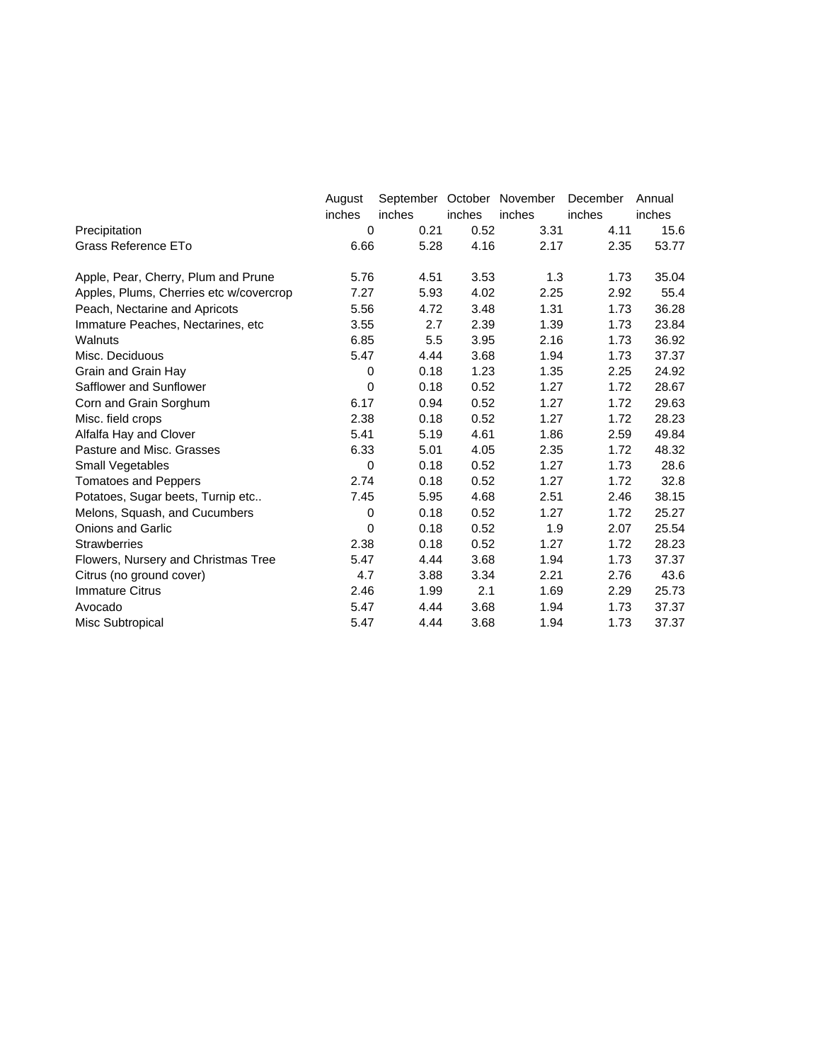| | August inches | September inches | October inches | November inches | December inches | Annual inches |
|---|---|---|---|---|---|---|
| Precipitation | 0 | 0.21 | 0.52 | 3.31 | 4.11 | 15.6 |
| Grass Reference ETo | 6.66 | 5.28 | 4.16 | 2.17 | 2.35 | 53.77 |
| | | | | | | |
| Apple, Pear, Cherry, Plum and Prune | 5.76 | 4.51 | 3.53 | 1.3 | 1.73 | 35.04 |
| Apples, Plums, Cherries etc w/covercrop | 7.27 | 5.93 | 4.02 | 2.25 | 2.92 | 55.4 |
| Peach, Nectarine and Apricots | 5.56 | 4.72 | 3.48 | 1.31 | 1.73 | 36.28 |
| Immature Peaches, Nectarines, etc | 3.55 | 2.7 | 2.39 | 1.39 | 1.73 | 23.84 |
| Walnuts | 6.85 | 5.5 | 3.95 | 2.16 | 1.73 | 36.92 |
| Misc. Deciduous | 5.47 | 4.44 | 3.68 | 1.94 | 1.73 | 37.37 |
| Grain and Grain Hay | 0 | 0.18 | 1.23 | 1.35 | 2.25 | 24.92 |
| Safflower and Sunflower | 0 | 0.18 | 0.52 | 1.27 | 1.72 | 28.67 |
| Corn and Grain Sorghum | 6.17 | 0.94 | 0.52 | 1.27 | 1.72 | 29.63 |
| Misc. field crops | 2.38 | 0.18 | 0.52 | 1.27 | 1.72 | 28.23 |
| Alfalfa Hay and Clover | 5.41 | 5.19 | 4.61 | 1.86 | 2.59 | 49.84 |
| Pasture and Misc. Grasses | 6.33 | 5.01 | 4.05 | 2.35 | 1.72 | 48.32 |
| Small Vegetables | 0 | 0.18 | 0.52 | 1.27 | 1.73 | 28.6 |
| Tomatoes and Peppers | 2.74 | 0.18 | 0.52 | 1.27 | 1.72 | 32.8 |
| Potatoes, Sugar beets, Turnip etc.. | 7.45 | 5.95 | 4.68 | 2.51 | 2.46 | 38.15 |
| Melons, Squash, and Cucumbers | 0 | 0.18 | 0.52 | 1.27 | 1.72 | 25.27 |
| Onions and Garlic | 0 | 0.18 | 0.52 | 1.9 | 2.07 | 25.54 |
| Strawberries | 2.38 | 0.18 | 0.52 | 1.27 | 1.72 | 28.23 |
| Flowers, Nursery and Christmas Tree | 5.47 | 4.44 | 3.68 | 1.94 | 1.73 | 37.37 |
| Citrus (no ground cover) | 4.7 | 3.88 | 3.34 | 2.21 | 2.76 | 43.6 |
| Immature Citrus | 2.46 | 1.99 | 2.1 | 1.69 | 2.29 | 25.73 |
| Avocado | 5.47 | 4.44 | 3.68 | 1.94 | 1.73 | 37.37 |
| Misc Subtropical | 5.47 | 4.44 | 3.68 | 1.94 | 1.73 | 37.37 |